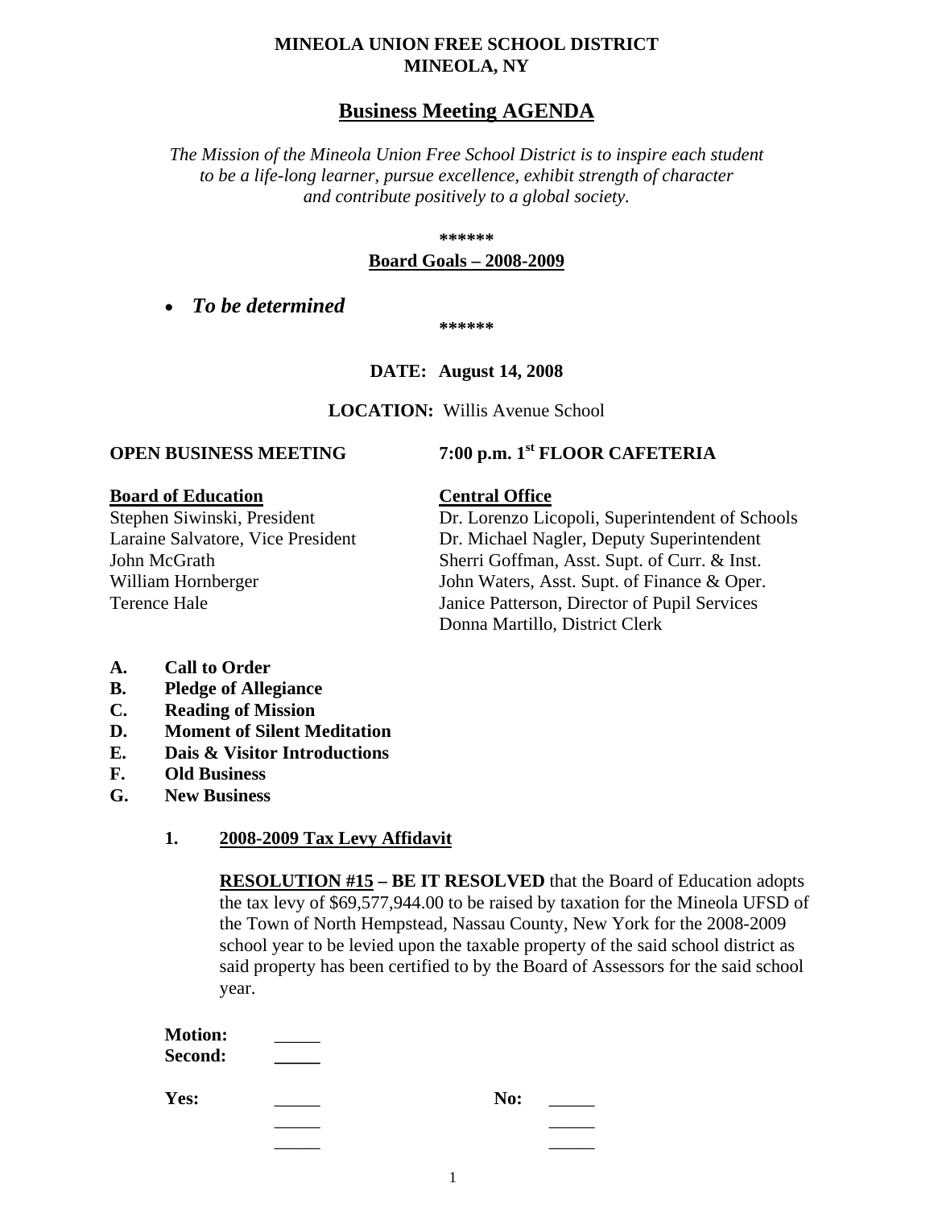**MINEOLA UNION FREE SCHOOL DISTRICT**
**MINEOLA, NY**

# Business Meeting AGENDA

*The Mission of the Mineola Union Free School District is to inspire each student to be a life-long learner, pursue excellence, exhibit strength of character and contribute positively to a global society.*

**\*\*\*\*\*\***

**Board Goals – 2008-2009**

- ***To be determined***

**\*\*\*\*\*\***

**DATE: August 14, 2008**

**LOCATION:** Willis Avenue School

**OPEN BUSINESS MEETING** **7:00 p.m. 1st FLOOR CAFETERIA**

| **Board of Education** | **Central Office** |
|---|---|
| Stephen Siwinski, President | Dr. Lorenzo Licopoli, Superintendent of Schools |
| Laraine Salvatore, Vice President | Dr. Michael Nagler, Deputy Superintendent |
| John McGrath | Sherri Goffman, Asst. Supt. of Curr. & Inst. |
| William Hornberger | John Waters, Asst. Supt. of Finance & Oper. |
| Terence Hale | Janice Patterson, Director of Pupil Services |
| | Donna Martillo, District Clerk |

**A. Call to Order**
**B. Pledge of Allegiance**
**C. Reading of Mission**
**D. Moment of Silent Meditation**
**E. Dais & Visitor Introductions**
**F. Old Business**
**G. New Business**

**1. 2008-2009 Tax Levy Affidavit**

**RESOLUTION #15 – BE IT RESOLVED** that the Board of Education adopts the tax levy of $69,577,944.00 to be raised by taxation for the Mineola UFSD of the Town of North Hempstead, Nassau County, New York for the 2008-2009 school year to be levied upon the taxable property of the said school district as said property has been certified to by the Board of Assessors for the said school year.

**Motion:** _____
**Second:** _____

**Yes:** _____ **No:** _____
_____ _____
_____ _____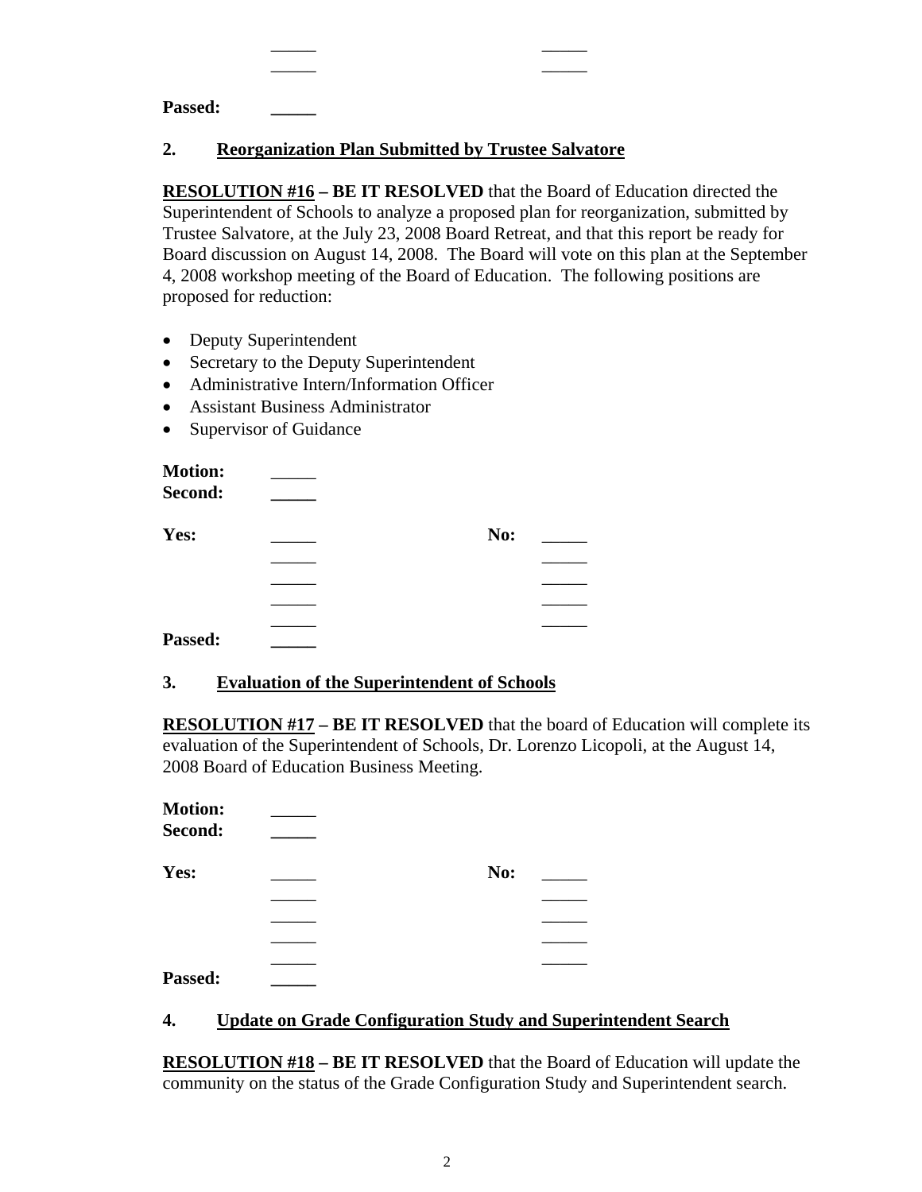| | | | |
|---|---|---|---|
| | _____ | | _____ |
| | _____ | | _____ |

**Passed:** _____

## 2. Reorganization Plan Submitted by Trustee Salvatore

**RESOLUTION #16 – BE IT RESOLVED** that the Board of Education directed the Superintendent of Schools to analyze a proposed plan for reorganization, submitted by Trustee Salvatore, at the July 23, 2008 Board Retreat, and that this report be ready for Board discussion on August 14, 2008. The Board will vote on this plan at the September 4, 2008 workshop meeting of the Board of Education. The following positions are proposed for reduction:

- Deputy Superintendent
- Secretary to the Deputy Superintendent
- Administrative Intern/Information Officer
- Assistant Business Administrator
- Supervisor of Guidance

**Motion:** _____
**Second:** _____

| | | | |
|---|---|---|---|
| **Yes:** | _____ | **No:** | _____ |
| | _____ | | _____ |
| | _____ | | _____ |
| | _____ | | _____ |
| | _____ | | _____ |

**Passed:** _____

## 3. Evaluation of the Superintendent of Schools

**RESOLUTION #17 – BE IT RESOLVED** that the board of Education will complete its evaluation of the Superintendent of Schools, Dr. Lorenzo Licopoli, at the August 14, 2008 Board of Education Business Meeting.

**Motion:** _____
**Second:** _____

| | | | |
|---|---|---|---|
| **Yes:** | _____ | **No:** | _____ |
| | _____ | | _____ |
| | _____ | | _____ |
| | _____ | | _____ |
| | _____ | | _____ |

**Passed:** _____

## 4. Update on Grade Configuration Study and Superintendent Search

**RESOLUTION #18 – BE IT RESOLVED** that the Board of Education will update the community on the status of the Grade Configuration Study and Superintendent search.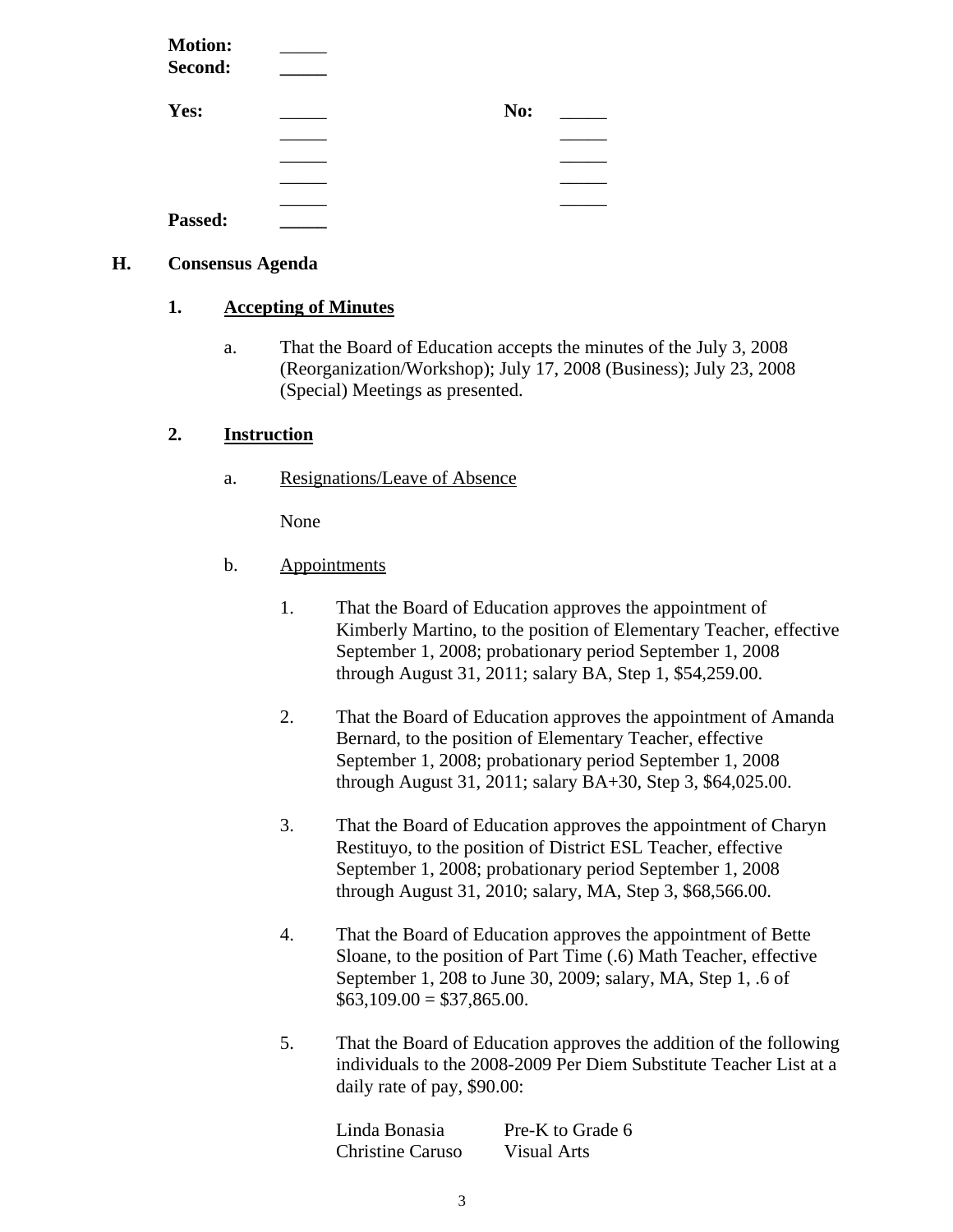**Motion:** _____
**Second:** _____

| | | | |
|---|---|---|---|
| **Yes:** | _____ | **No:** | _____ |
| | _____ | | _____ |
| | _____ | | _____ |
| | _____ | | _____ |
| | _____ | | _____ |

**Passed:** _____

## H. Consensus Agenda

### 1. Accepting of Minutes

a. That the Board of Education accepts the minutes of the July 3, 2008 (Reorganization/Workshop); July 17, 2008 (Business); July 23, 2008 (Special) Meetings as presented.

### 2. Instruction

a. Resignations/Leave of Absence

None

b. Appointments

1. That the Board of Education approves the appointment of Kimberly Martino, to the position of Elementary Teacher, effective September 1, 2008; probationary period September 1, 2008 through August 31, 2011; salary BA, Step 1, $54,259.00.

2. That the Board of Education approves the appointment of Amanda Bernard, to the position of Elementary Teacher, effective September 1, 2008; probationary period September 1, 2008 through August 31, 2011; salary BA+30, Step 3, $64,025.00.

3. That the Board of Education approves the appointment of Charyn Restituyo, to the position of District ESL Teacher, effective September 1, 2008; probationary period September 1, 2008 through August 31, 2010; salary, MA, Step 3, $68,566.00.

4. That the Board of Education approves the appointment of Bette Sloane, to the position of Part Time (.6) Math Teacher, effective September 1, 208 to June 30, 2009; salary, MA, Step 1, .6 of $63,109.00 = $37,865.00.

5. That the Board of Education approves the addition of the following individuals to the 2008-2009 Per Diem Substitute Teacher List at a daily rate of pay, $90.00:

| | |
|---|---|
| Linda Bonasia | Pre-K to Grade 6 |
| Christine Caruso | Visual Arts |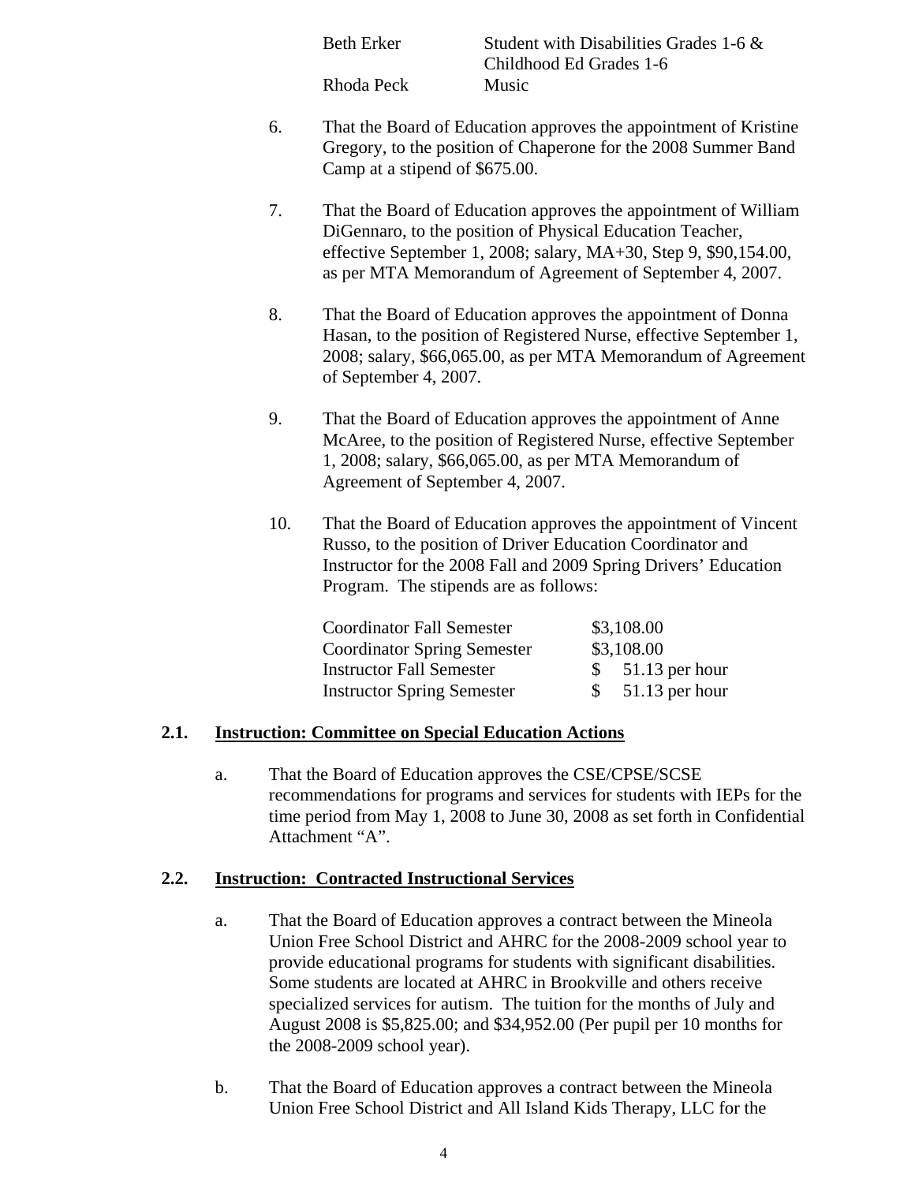| | |
|---|---|
| Beth Erker | Student with Disabilities Grades 1-6 & Childhood Ed Grades 1-6 |
| Rhoda Peck | Music |

6. That the Board of Education approves the appointment of Kristine Gregory, to the position of Chaperone for the 2008 Summer Band Camp at a stipend of $675.00.

7. That the Board of Education approves the appointment of William DiGennaro, to the position of Physical Education Teacher, effective September 1, 2008; salary, MA+30, Step 9, $90,154.00, as per MTA Memorandum of Agreement of September 4, 2007.

8. That the Board of Education approves the appointment of Donna Hasan, to the position of Registered Nurse, effective September 1, 2008; salary, $66,065.00, as per MTA Memorandum of Agreement of September 4, 2007.

9. That the Board of Education approves the appointment of Anne McAree, to the position of Registered Nurse, effective September 1, 2008; salary, $66,065.00, as per MTA Memorandum of Agreement of September 4, 2007.

10. That the Board of Education approves the appointment of Vincent Russo, to the position of Driver Education Coordinator and Instructor for the 2008 Fall and 2009 Spring Drivers' Education Program. The stipends are as follows:

| | |
|---|---|
| Coordinator Fall Semester | $3,108.00 |
| Coordinator Spring Semester | $3,108.00 |
| Instructor Fall Semester | $ 51.13 per hour |
| Instructor Spring Semester | $ 51.13 per hour |

## 2.1. Instruction: Committee on Special Education Actions

a. That the Board of Education approves the CSE/CPSE/SCSE recommendations for programs and services for students with IEPs for the time period from May 1, 2008 to June 30, 2008 as set forth in Confidential Attachment "A".

## 2.2. Instruction: Contracted Instructional Services

a. That the Board of Education approves a contract between the Mineola Union Free School District and AHRC for the 2008-2009 school year to provide educational programs for students with significant disabilities. Some students are located at AHRC in Brookville and others receive specialized services for autism. The tuition for the months of July and August 2008 is $5,825.00; and $34,952.00 (Per pupil per 10 months for the 2008-2009 school year).

b. That the Board of Education approves a contract between the Mineola Union Free School District and All Island Kids Therapy, LLC for the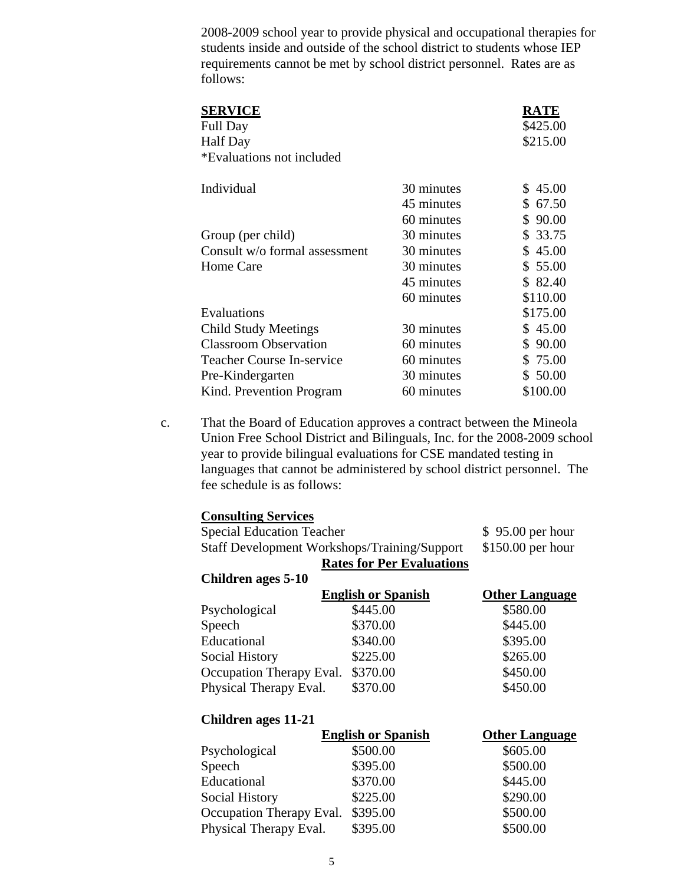2008-2009 school year to provide physical and occupational therapies for students inside and outside of the school district to students whose IEP requirements cannot be met by school district personnel. Rates are as follows:

| **SERVICE** | | **RATE** |
|---|---|---|
| Full Day | | $425.00 |
| Half Day | | $215.00 |
| *Evaluations not included | | |
| Individual | 30 minutes | $ 45.00 |
| | 45 minutes | $ 67.50 |
| | 60 minutes | $ 90.00 |
| Group (per child) | 30 minutes | $ 33.75 |
| Consult w/o formal assessment | 30 minutes | $ 45.00 |
| Home Care | 30 minutes | $ 55.00 |
| | 45 minutes | $ 82.40 |
| | 60 minutes | $110.00 |
| Evaluations | | $175.00 |
| Child Study Meetings | 30 minutes | $ 45.00 |
| Classroom Observation | 60 minutes | $ 90.00 |
| Teacher Course In-service | 60 minutes | $ 75.00 |
| Pre-Kindergarten | 30 minutes | $ 50.00 |
| Kind. Prevention Program | 60 minutes | $100.00 |

c. That the Board of Education approves a contract between the Mineola Union Free School District and Bilinguals, Inc. for the 2008-2009 school year to provide bilingual evaluations for CSE mandated testing in languages that cannot be administered by school district personnel. The fee schedule is as follows:

**Consulting Services**

| | |
|---|---|
| Special Education Teacher | $ 95.00 per hour |
| Staff Development Workshops/Training/Support | $150.00 per hour |

**Rates for Per Evaluations**

**Children ages 5-10**

| | **English or Spanish** | **Other Language** |
|---|---|---|
| Psychological | $445.00 | $580.00 |
| Speech | $370.00 | $445.00 |
| Educational | $340.00 | $395.00 |
| Social History | $225.00 | $265.00 |
| Occupation Therapy Eval. | $370.00 | $450.00 |
| Physical Therapy Eval. | $370.00 | $450.00 |

**Children ages 11-21**

| | **English or Spanish** | **Other Language** |
|---|---|---|
| Psychological | $500.00 | $605.00 |
| Speech | $395.00 | $500.00 |
| Educational | $370.00 | $445.00 |
| Social History | $225.00 | $290.00 |
| Occupation Therapy Eval. | $395.00 | $500.00 |
| Physical Therapy Eval. | $395.00 | $500.00 |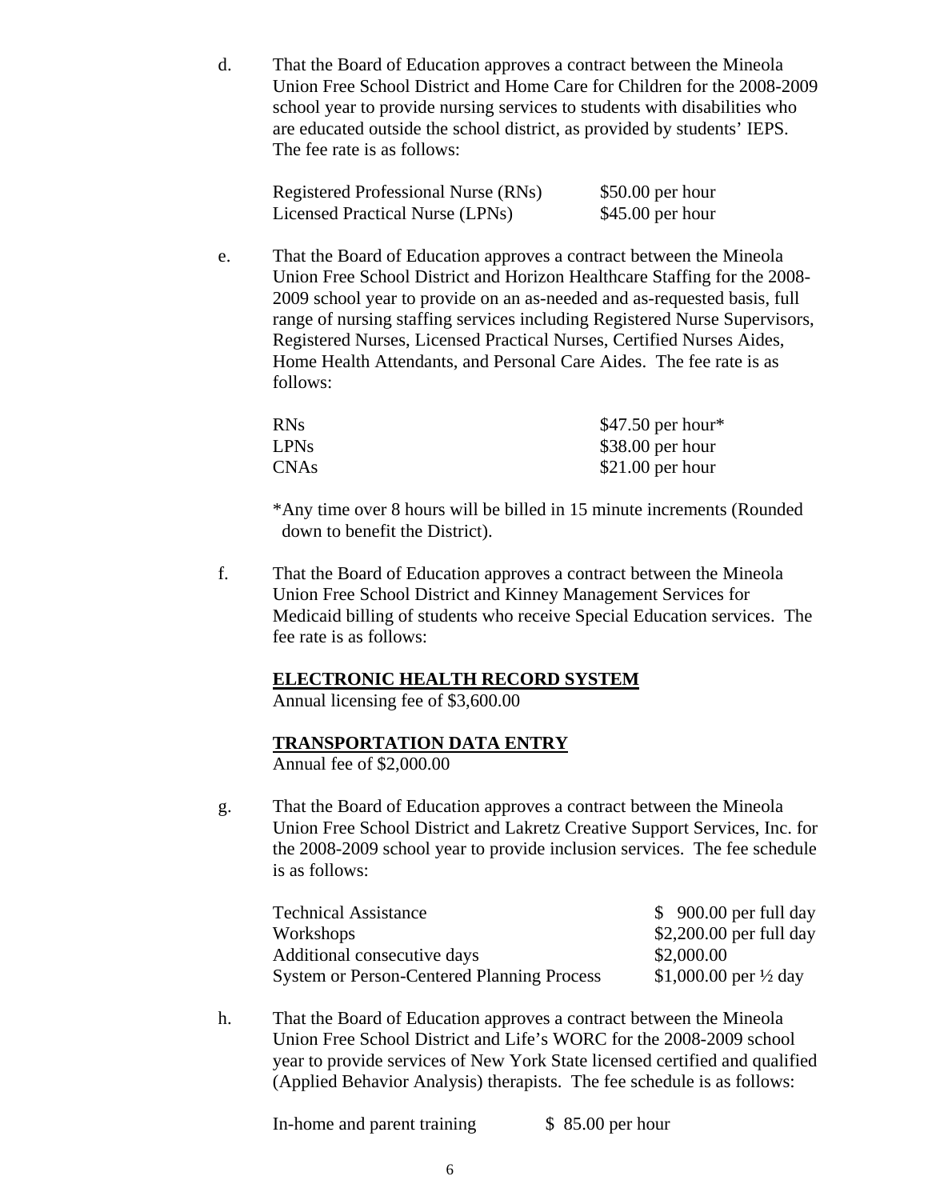d. That the Board of Education approves a contract between the Mineola Union Free School District and Home Care for Children for the 2008-2009 school year to provide nursing services to students with disabilities who are educated outside the school district, as provided by students' IEPS. The fee rate is as follows:

| | |
|---|---|
| Registered Professional Nurse (RNs) | $50.00 per hour |
| Licensed Practical Nurse (LPNs) | $45.00 per hour |

e. That the Board of Education approves a contract between the Mineola Union Free School District and Horizon Healthcare Staffing for the 2008-2009 school year to provide on an as-needed and as-requested basis, full range of nursing staffing services including Registered Nurse Supervisors, Registered Nurses, Licensed Practical Nurses, Certified Nurses Aides, Home Health Attendants, and Personal Care Aides. The fee rate is as follows:

| | |
|---|---|
| RNs | $47.50 per hour* |
| LPNs | $38.00 per hour |
| CNAs | $21.00 per hour |

*Any time over 8 hours will be billed in 15 minute increments (Rounded down to benefit the District).

f. That the Board of Education approves a contract between the Mineola Union Free School District and Kinney Management Services for Medicaid billing of students who receive Special Education services. The fee rate is as follows:

**ELECTRONIC HEALTH RECORD SYSTEM**
Annual licensing fee of $3,600.00

**TRANSPORTATION DATA ENTRY**
Annual fee of $2,000.00

g. That the Board of Education approves a contract between the Mineola Union Free School District and Lakretz Creative Support Services, Inc. for the 2008-2009 school year to provide inclusion services. The fee schedule is as follows:

| | |
|---|---|
| Technical Assistance | $ 900.00 per full day |
| Workshops | $2,200.00 per full day |
| Additional consecutive days | $2,000.00 |
| System or Person-Centered Planning Process | $1,000.00 per ½ day |

h. That the Board of Education approves a contract between the Mineola Union Free School District and Life's WORC for the 2008-2009 school year to provide services of New York State licensed certified and qualified (Applied Behavior Analysis) therapists. The fee schedule is as follows:

| | |
|---|---|
| In-home and parent training | $ 85.00 per hour |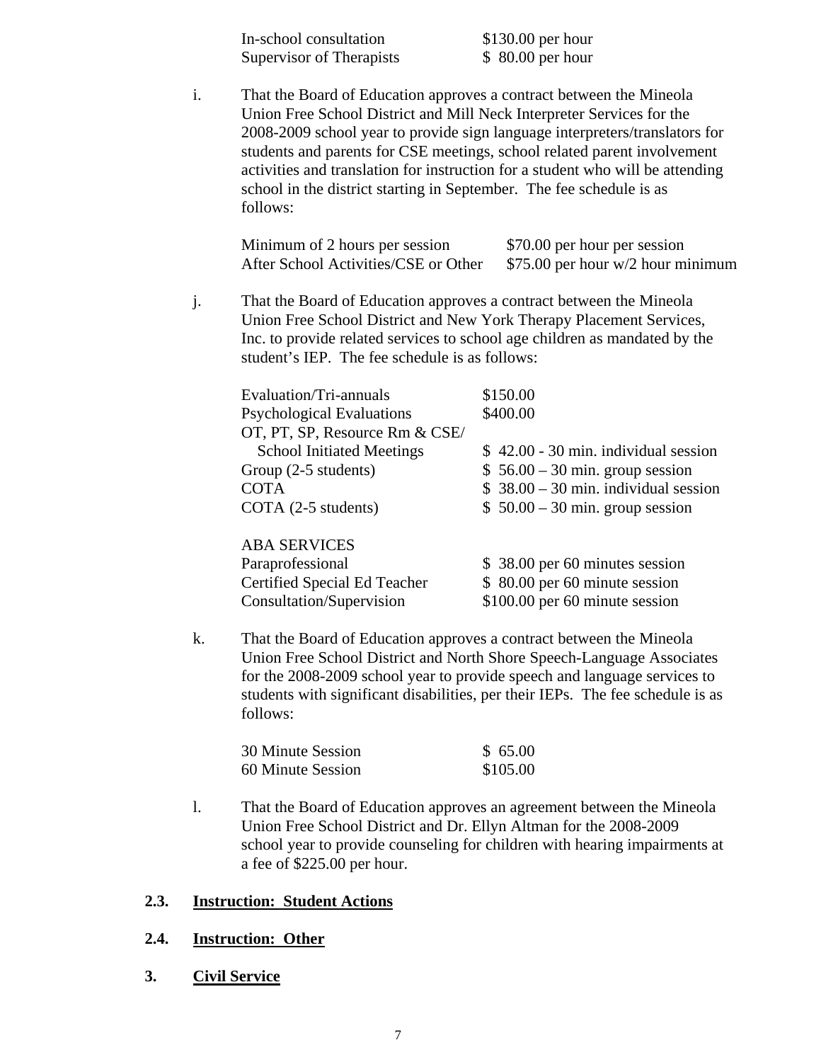| | |
|---|---|
| In-school consultation | $130.00 per hour |
| Supervisor of Therapists | $ 80.00 per hour |

i. That the Board of Education approves a contract between the Mineola Union Free School District and Mill Neck Interpreter Services for the 2008-2009 school year to provide sign language interpreters/translators for students and parents for CSE meetings, school related parent involvement activities and translation for instruction for a student who will be attending school in the district starting in September. The fee schedule is as follows:

| | |
|---|---|
| Minimum of 2 hours per session | $70.00 per hour per session |
| After School Activities/CSE or Other | $75.00 per hour w/2 hour minimum |

j. That the Board of Education approves a contract between the Mineola Union Free School District and New York Therapy Placement Services, Inc. to provide related services to school age children as mandated by the student's IEP. The fee schedule is as follows:

| | |
|---|---|
| Evaluation/Tri-annuals | $150.00 |
| Psychological Evaluations | $400.00 |
| OT, PT, SP, Resource Rm & CSE/ School Initiated Meetings | $ 42.00 - 30 min. individual session |
| Group (2-5 students) | $ 56.00 – 30 min. group session |
| COTA | $ 38.00 – 30 min. individual session |
| COTA (2-5 students) | $ 50.00 – 30 min. group session |
| **ABA SERVICES** | |
| Paraprofessional | $ 38.00 per 60 minutes session |
| Certified Special Ed Teacher | $ 80.00 per 60 minute session |
| Consultation/Supervision | $100.00 per 60 minute session |

k. That the Board of Education approves a contract between the Mineola Union Free School District and North Shore Speech-Language Associates for the 2008-2009 school year to provide speech and language services to students with significant disabilities, per their IEPs. The fee schedule is as follows:

| | |
|---|---|
| 30 Minute Session | $ 65.00 |
| 60 Minute Session | $105.00 |

l. That the Board of Education approves an agreement between the Mineola Union Free School District and Dr. Ellyn Altman for the 2008-2009 school year to provide counseling for children with hearing impairments at a fee of $225.00 per hour.

**2.3. Instruction: Student Actions**

**2.4. Instruction: Other**

**3. Civil Service**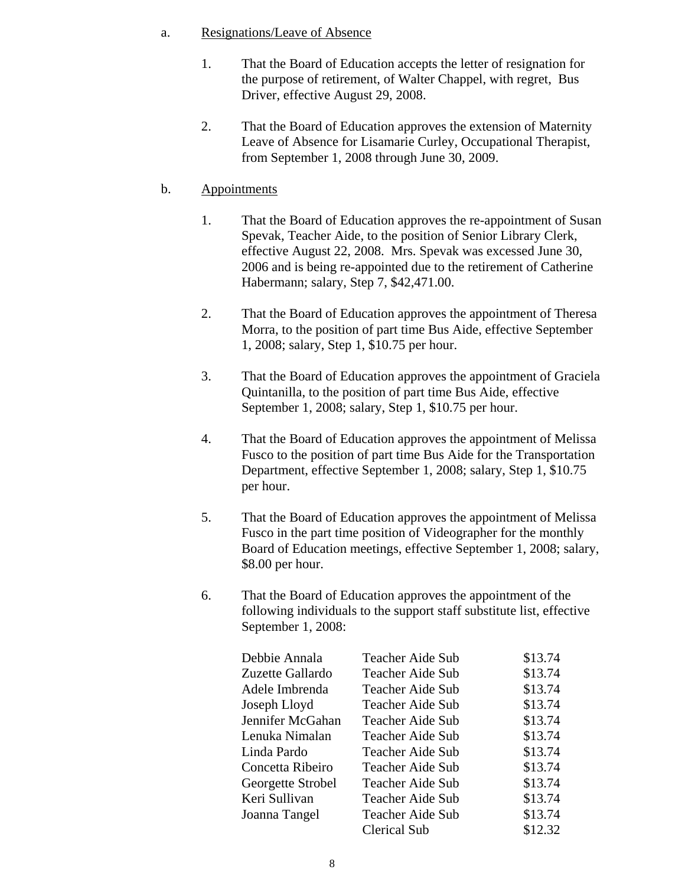a. Resignations/Leave of Absence

1. That the Board of Education accepts the letter of resignation for the purpose of retirement, of Walter Chappel, with regret, Bus Driver, effective August 29, 2008.

2. That the Board of Education approves the extension of Maternity Leave of Absence for Lisamarie Curley, Occupational Therapist, from September 1, 2008 through June 30, 2009.

b. Appointments

1. That the Board of Education approves the re-appointment of Susan Spevak, Teacher Aide, to the position of Senior Library Clerk, effective August 22, 2008. Mrs. Spevak was excessed June 30, 2006 and is being re-appointed due to the retirement of Catherine Habermann; salary, Step 7, $42,471.00.

2. That the Board of Education approves the appointment of Theresa Morra, to the position of part time Bus Aide, effective September 1, 2008; salary, Step 1, $10.75 per hour.

3. That the Board of Education approves the appointment of Graciela Quintanilla, to the position of part time Bus Aide, effective September 1, 2008; salary, Step 1, $10.75 per hour.

4. That the Board of Education approves the appointment of Melissa Fusco to the position of part time Bus Aide for the Transportation Department, effective September 1, 2008; salary, Step 1, $10.75 per hour.

5. That the Board of Education approves the appointment of Melissa Fusco in the part time position of Videographer for the monthly Board of Education meetings, effective September 1, 2008; salary, $8.00 per hour.

6. That the Board of Education approves the appointment of the following individuals to the support staff substitute list, effective September 1, 2008:

| | | |
|---|---|---|
| Debbie Annala | Teacher Aide Sub | $13.74 |
| Zuzette Gallardo | Teacher Aide Sub | $13.74 |
| Adele Imbrenda | Teacher Aide Sub | $13.74 |
| Joseph Lloyd | Teacher Aide Sub | $13.74 |
| Jennifer McGahan | Teacher Aide Sub | $13.74 |
| Lenuka Nimalan | Teacher Aide Sub | $13.74 |
| Linda Pardo | Teacher Aide Sub | $13.74 |
| Concetta Ribeiro | Teacher Aide Sub | $13.74 |
| Georgette Strobel | Teacher Aide Sub | $13.74 |
| Keri Sullivan | Teacher Aide Sub | $13.74 |
| Joanna Tangel | Teacher Aide Sub | $13.74 |
| | Clerical Sub | $12.32 |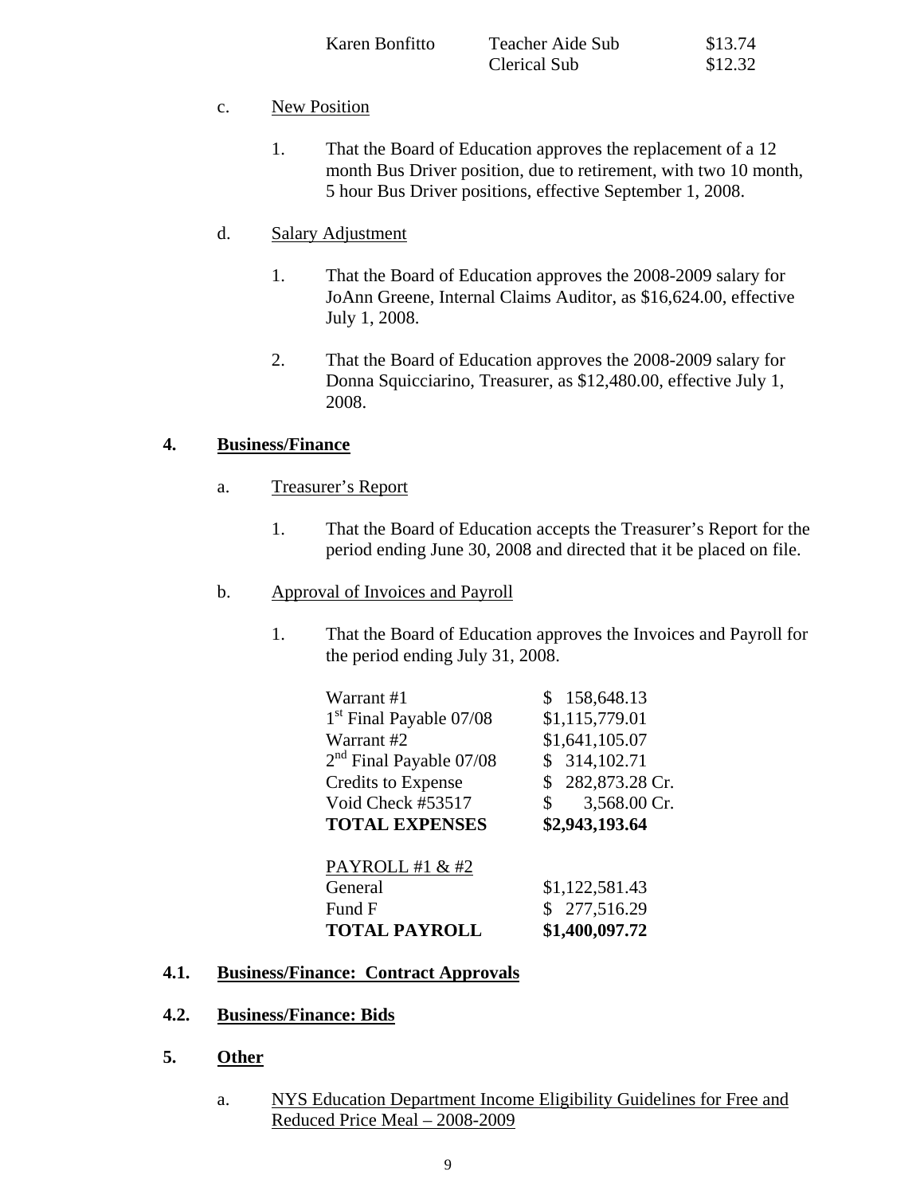| | | |
|---|---|---|
| Karen Bonfitto | Teacher Aide Sub | $13.74 |
| | Clerical Sub | $12.32 |

c. New Position

1. That the Board of Education approves the replacement of a 12 month Bus Driver position, due to retirement, with two 10 month, 5 hour Bus Driver positions, effective September 1, 2008.

d. Salary Adjustment

1. That the Board of Education approves the 2008-2009 salary for JoAnn Greene, Internal Claims Auditor, as $16,624.00, effective July 1, 2008.

2. That the Board of Education approves the 2008-2009 salary for Donna Squicciarino, Treasurer, as $12,480.00, effective July 1, 2008.

## 4. Business/Finance

a. Treasurer's Report

1. That the Board of Education accepts the Treasurer's Report for the period ending June 30, 2008 and directed that it be placed on file.

b. Approval of Invoices and Payroll

1. That the Board of Education approves the Invoices and Payroll for the period ending July 31, 2008.

| | |
|---|---|
| Warrant #1 | $ 158,648.13 |
| 1st Final Payable 07/08 | $1,115,779.01 |
| Warrant #2 | $1,641,105.07 |
| 2nd Final Payable 07/08 | $ 314,102.71 |
| Credits to Expense | $ 282,873.28 Cr. |
| Void Check #53517 | $ 3,568.00 Cr. |
| **TOTAL EXPENSES** | **$2,943,193.64** |

| | |
|---|---|
| PAYROLL #1 & #2 | |
| General | $1,122,581.43 |
| Fund F | $ 277,516.29 |
| **TOTAL PAYROLL** | **$1,400,097.72** |

## 4.1. Business/Finance: Contract Approvals

## 4.2. Business/Finance: Bids

## 5. Other

a. NYS Education Department Income Eligibility Guidelines for Free and Reduced Price Meal – 2008-2009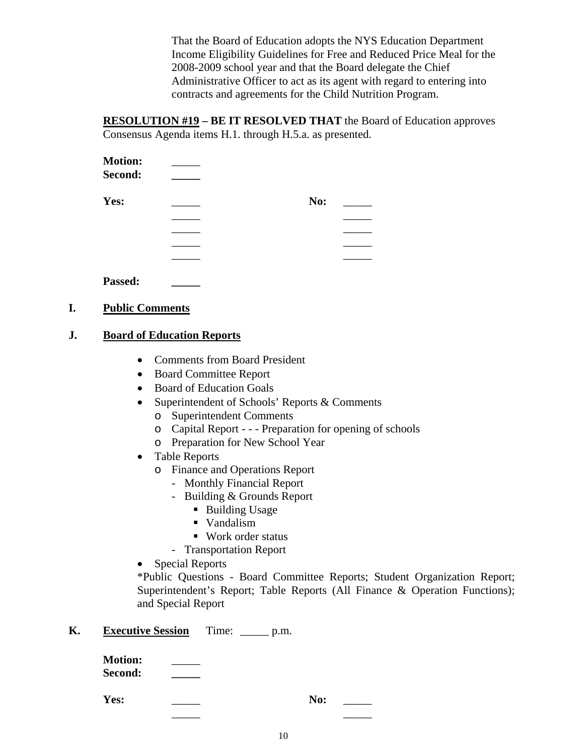That the Board of Education adopts the NYS Education Department Income Eligibility Guidelines for Free and Reduced Price Meal for the 2008-2009 school year and that the Board delegate the Chief Administrative Officer to act as its agent with regard to entering into contracts and agreements for the Child Nutrition Program.

**RESOLUTION #19 – BE IT RESOLVED THAT** the Board of Education approves Consensus Agenda items H.1. through H.5.a. as presented.

**Motion:** _____
**Second:** _____

**Yes:** _____ **No:** _____
_____ _____
_____ _____
_____ _____
_____ _____

**Passed:** _____

## I. Public Comments

## J. Board of Education Reports

- Comments from Board President
- Board Committee Report
- Board of Education Goals
- Superintendent of Schools' Reports & Comments
  - Superintendent Comments
  - Capital Report - - - Preparation for opening of schools
  - Preparation for New School Year
- Table Reports
  - Finance and Operations Report
    - Monthly Financial Report
    - Building & Grounds Report
      - Building Usage
      - Vandalism
      - Work order status
    - Transportation Report
- Special Reports

*Public Questions - Board Committee Reports; Student Organization Report; Superintendent's Report; Table Reports (All Finance & Operation Functions); and Special Report

## K. Executive Session Time: _____ p.m.

**Motion:** _____
**Second:** _____

**Yes:** _____ **No:** _____
_____ _____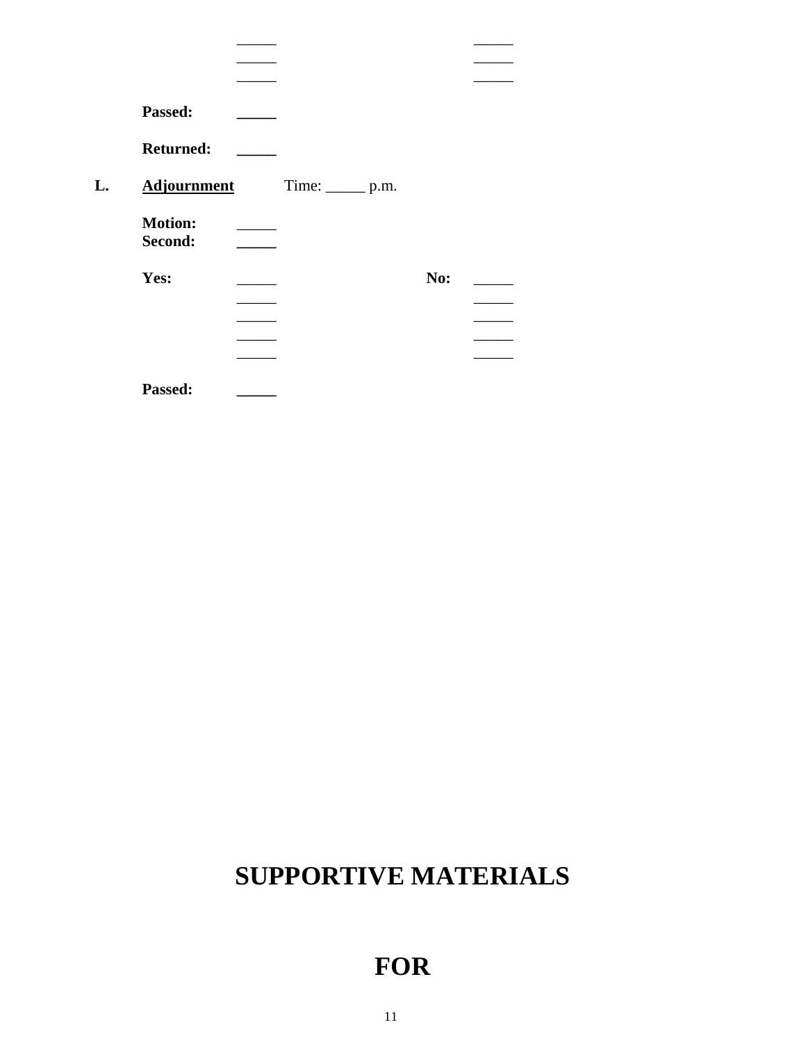| | _____ | | _____ |
|---|---|---|---|
| | _____ | | _____ |
| | _____ | | _____ |

**Passed:** _____

**Returned:** _____

**L.** **Adjournment** Time: _____ p.m.

**Motion:** _____
**Second:** _____

| **Yes:** | _____ | **No:** | _____ |
|---|---|---|---|
| | _____ | | _____ |
| | _____ | | _____ |
| | _____ | | _____ |
| | _____ | | _____ |

**Passed:** _____

# SUPPORTIVE MATERIALS

# FOR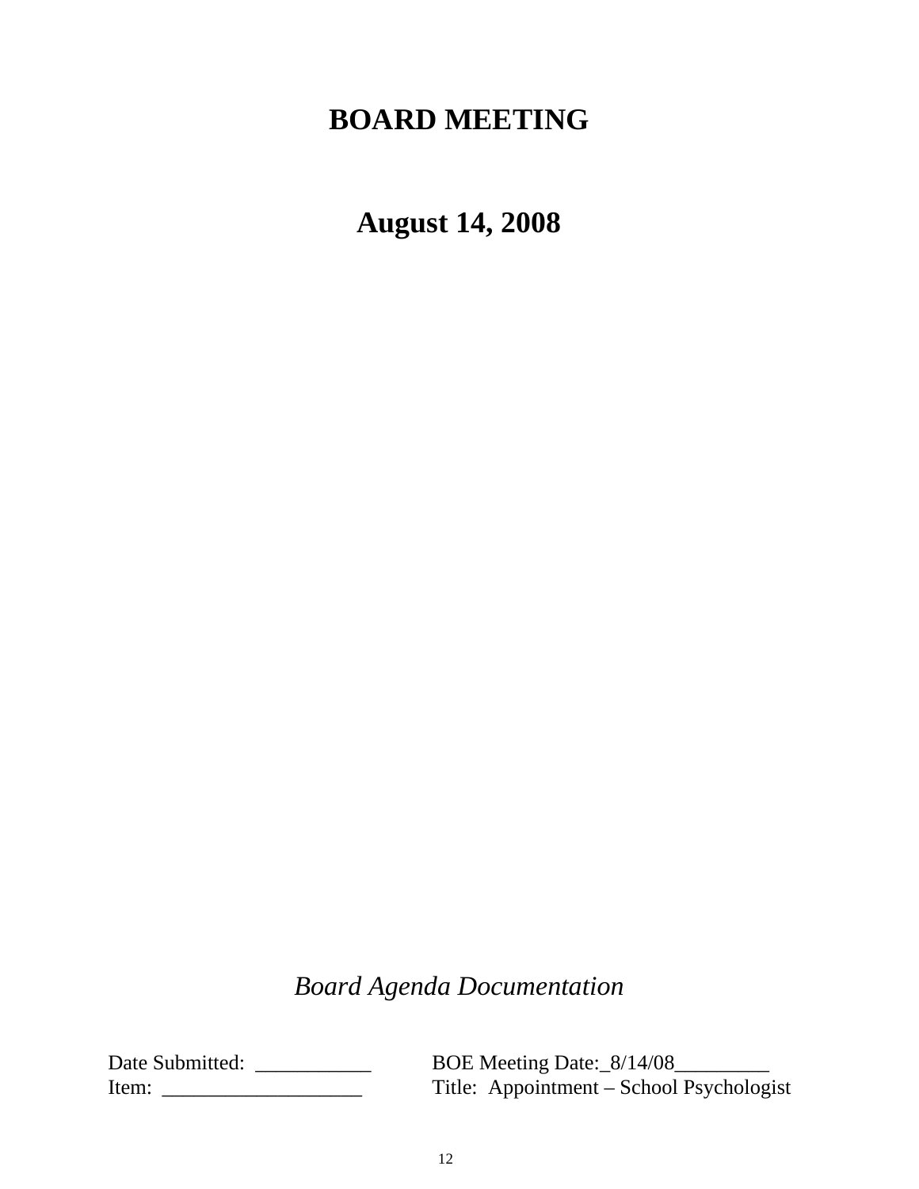# BOARD MEETING

# August 14, 2008

*Board Agenda Documentation*

Date Submitted: ___________ BOE Meeting Date:_8/14/08_________

Item: ___________________ Title: Appointment – School Psychologist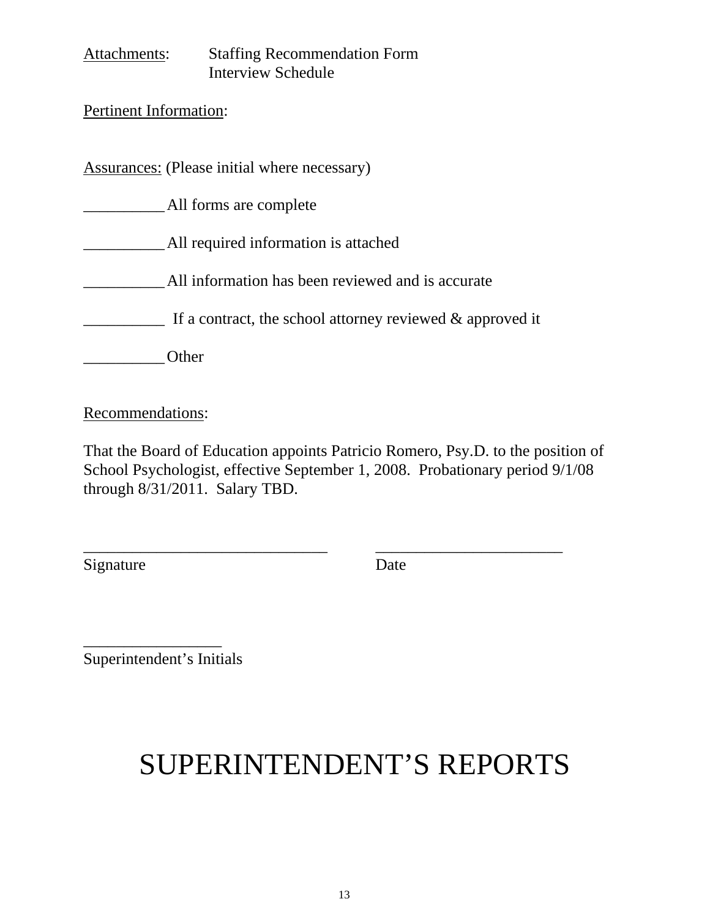Attachments: Staffing Recommendation Form
Interview Schedule

Pertinent Information:

Assurances: (Please initial where necessary)

__________ All forms are complete

__________ All required information is attached

__________ All information has been reviewed and is accurate

__________ If a contract, the school attorney reviewed & approved it

__________ Other

Recommendations:

That the Board of Education appoints Patricio Romero, Psy.D. to the position of School Psychologist, effective September 1, 2008. Probationary period 9/1/08 through 8/31/2011. Salary TBD.

_______________________________ _______________________
Signature Date

_________________
Superintendent's Initials

# SUPERINTENDENT'S REPORTS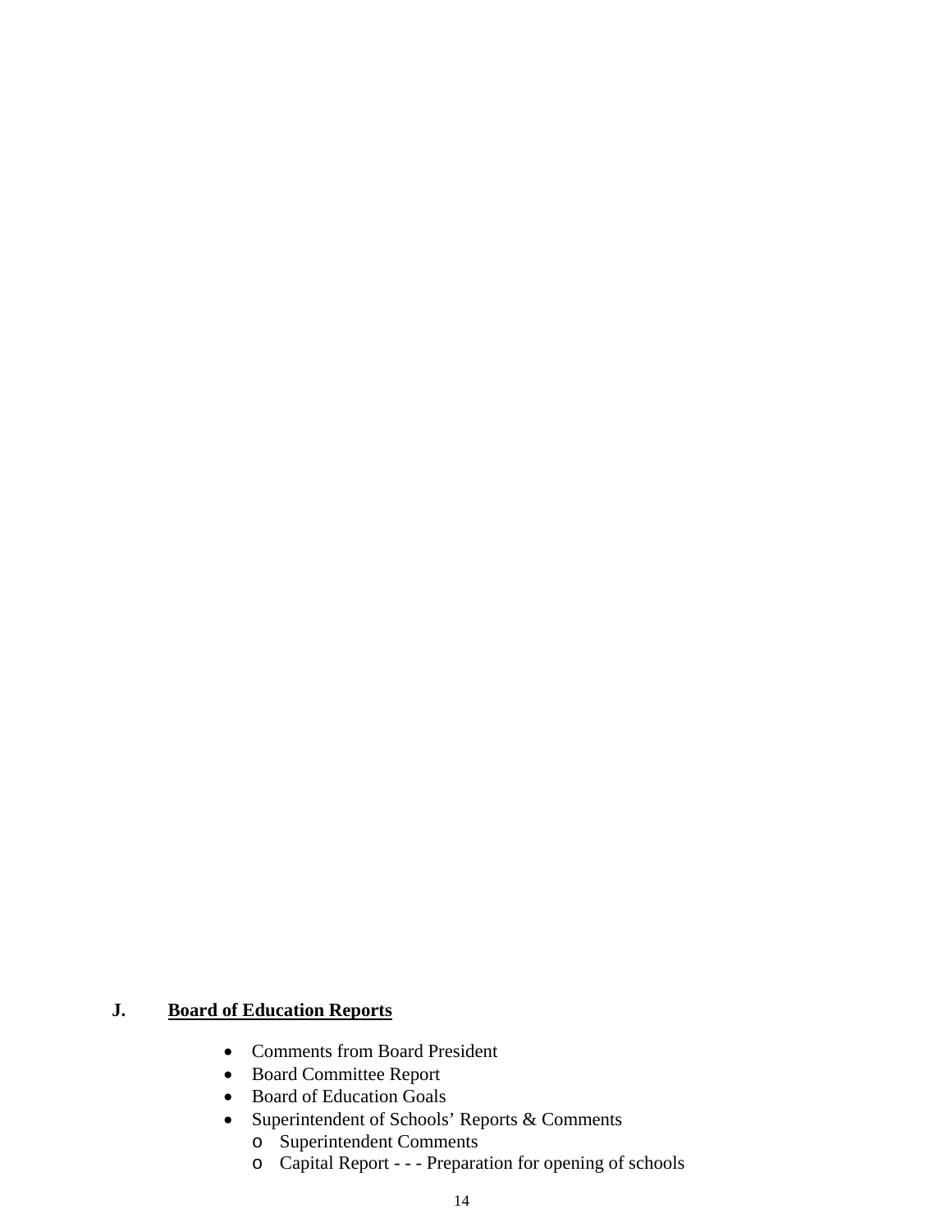## J. Board of Education Reports

- Comments from Board President
- Board Committee Report
- Board of Education Goals
- Superintendent of Schools' Reports & Comments
  - Superintendent Comments
  - Capital Report - - - Preparation for opening of schools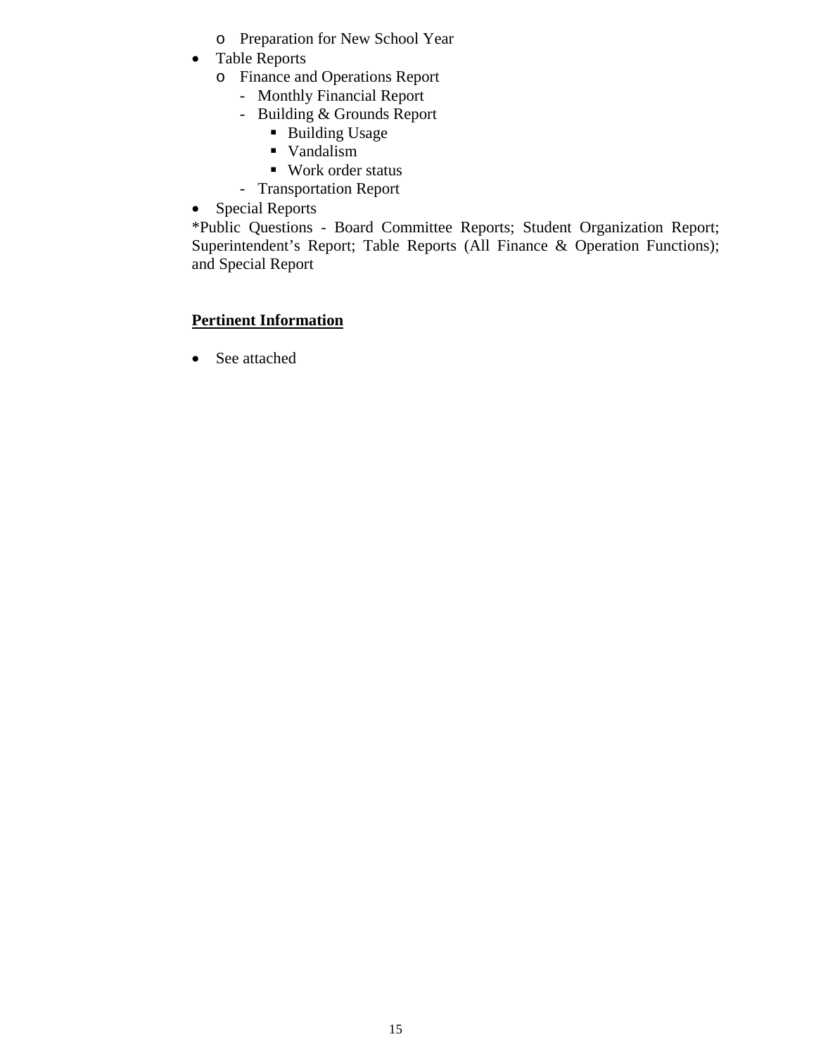- Preparation for New School Year
- Table Reports
   - Finance and Operations Report
      - Monthly Financial Report
      - Building & Grounds Report
         - Building Usage
         - Vandalism
         - Work order status
      - Transportation Report
- Special Reports

*Public Questions - Board Committee Reports; Student Organization Report; Superintendent's Report; Table Reports (All Finance & Operation Functions); and Special Report

**<u>Pertinent Information</u>**

- See attached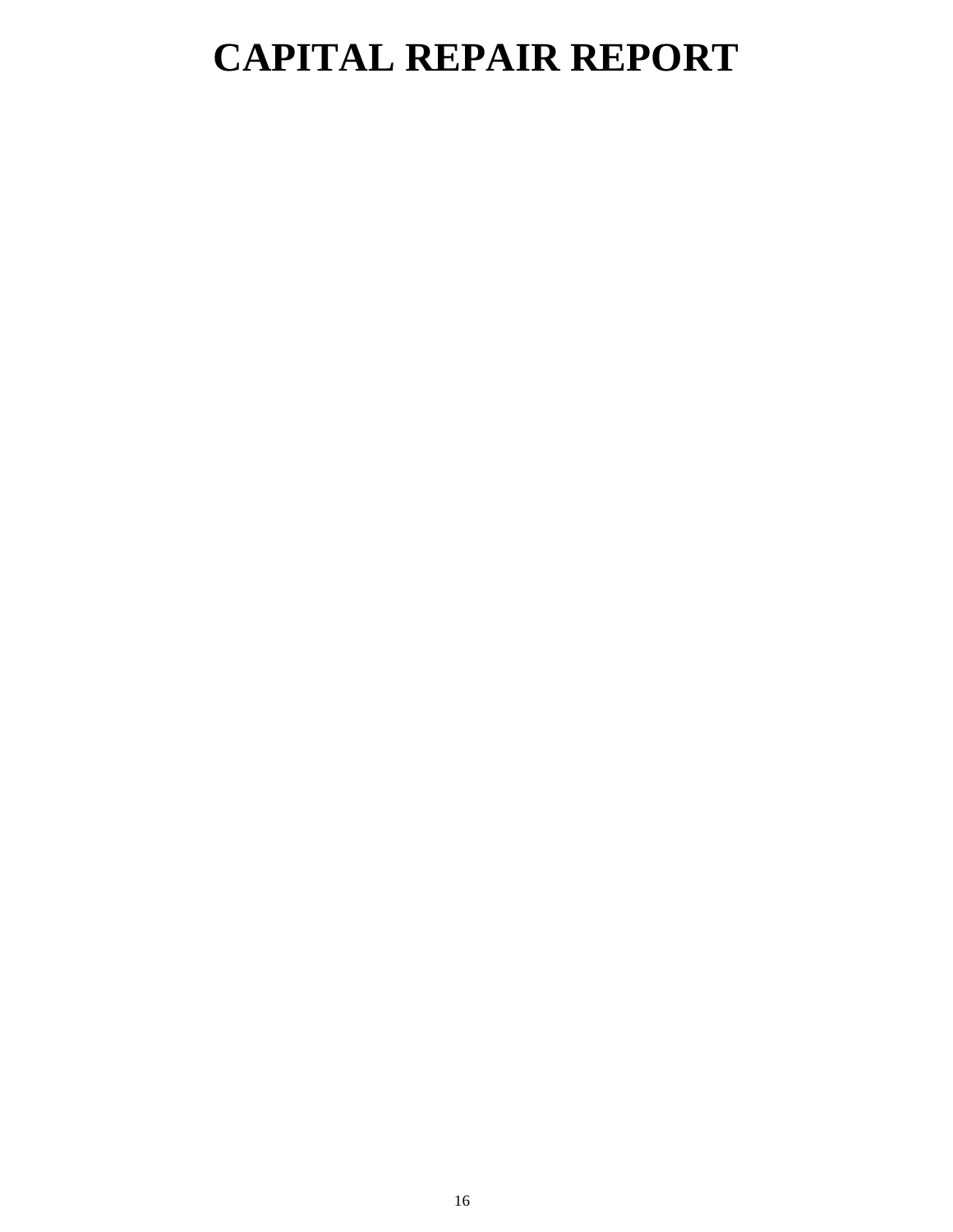# CAPITAL REPAIR REPORT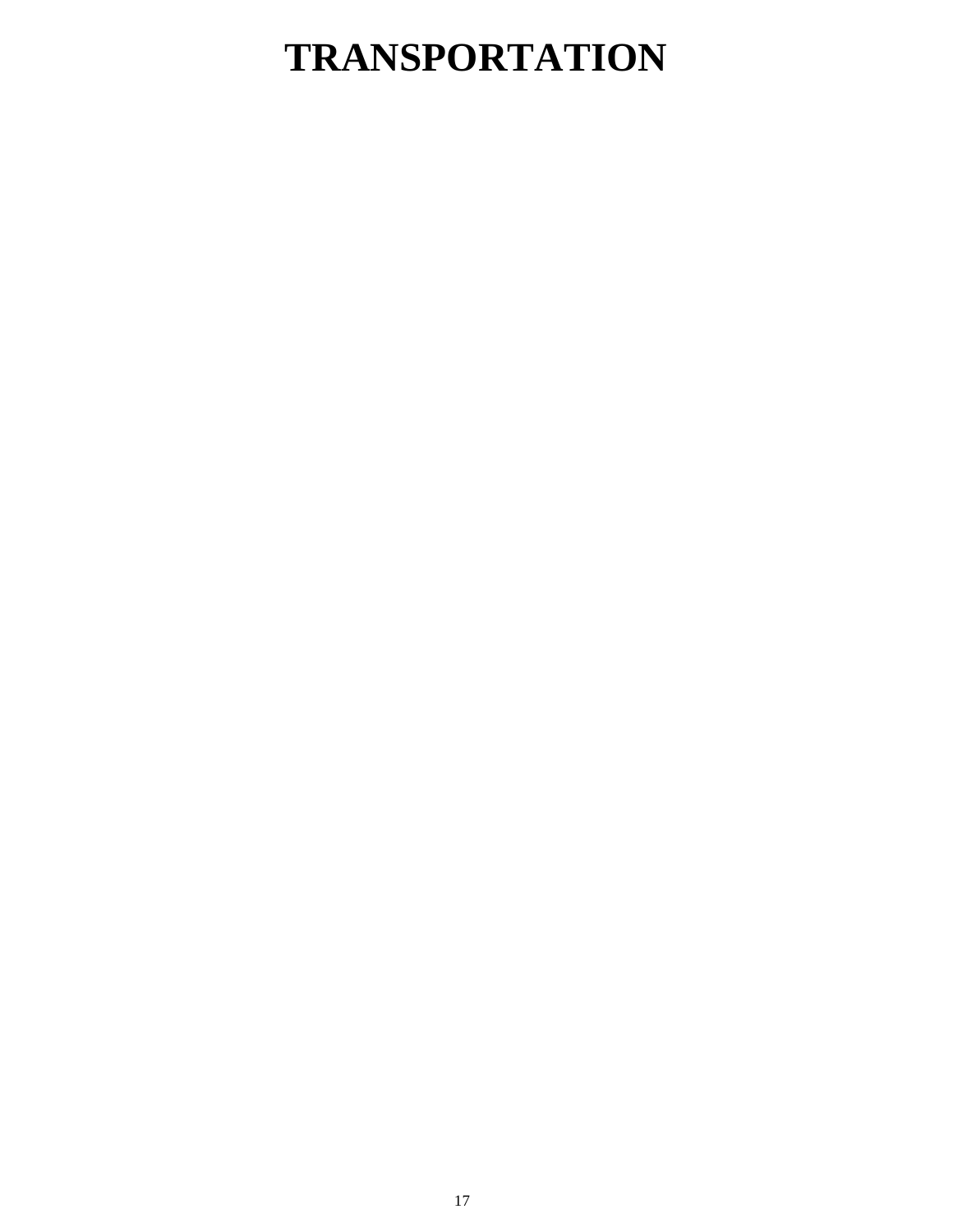# TRANSPORTATION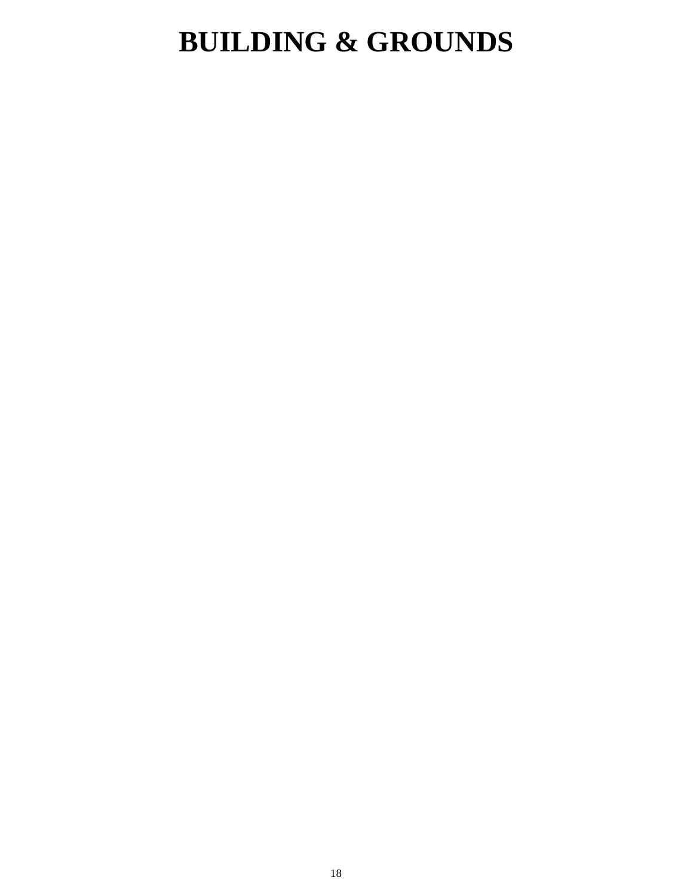# BUILDING & GROUNDS